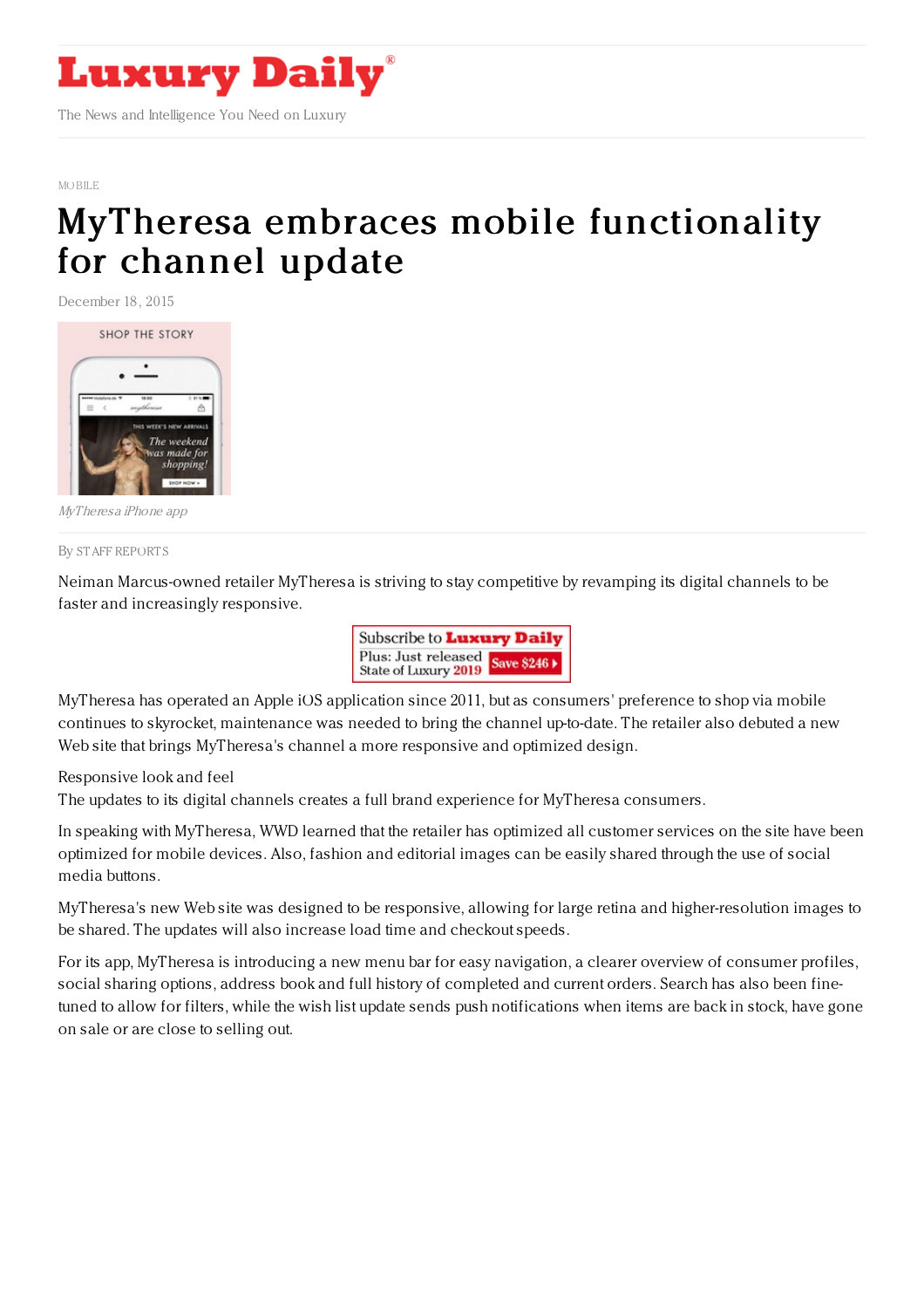MOBILE

# MyTheresa embraces mobile functionality for channel update

December 18, 2015

*MyTheresa iPhone app*

By STAFF REPORTS

Neiman Marcus-owned retailer MyTheresa is striving to stay competitive by revamping its digital channels to be faster and increasingly responsive.

MyTheresa has operated an Apple iOS application since 2011, but as consumers' preference to shop via mobile continues to skyrocket, maintenance was needed to bring the channel up-to-date. The retailer also debuted a new Web site that brings MyTheresa's channel a more responsive and optimized design.

Responsive look and feel

The updates to its digital channels creates a full brand experience for MyTheresa consumers.

In speaking with MyTheresa, WWD learned that the retailer has optimized all customer services on the site have been optimized for mobile devices. Also, fashion and editorial images can be easily shared through the use of social media buttons.

MyTheresa's new Web site was designed to be responsive, allowing for large retina and higher-resolution images to be shared. The updates will also increase load time and checkout speeds.

For its app, MyTheresa is introducing a new menu bar for easy navigation, a clearer overview of consumer profiles, social sharing options, address book and full history of completed and current orders. Search has also been fine-tuned to allow for filters, while the wish list update sends push notifications when items are back in stock, have gone on sale or are close to selling out.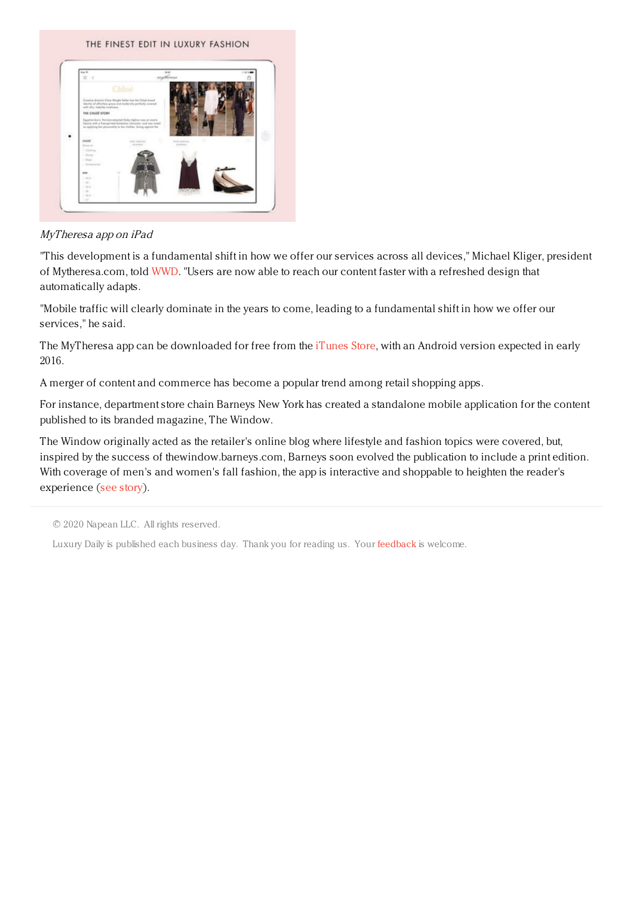*MyTheresa app on iPad*

"This development is a fundamental shift in how we offer our services across all devices," Michael Kliger, president of Mytheresa.com, told WWD. "Users are now able to reach our content faster with a refreshed design that automatically adapts.

"Mobile traffic will clearly dominate in the years to come, leading to a fundamental shift in how we offer our services," he said.

The MyTheresa app can be downloaded for free from the iTunes Store, with an Android version expected in early 2016.

A merger of content and commerce has become a popular trend among retail shopping apps.

For instance, department store chain Barneys New York has created a standalone mobile application for the content published to its branded magazine, The Window.

The Window originally acted as the retailer's online blog where lifestyle and fashion topics were covered, but, inspired by the success of thewindow.barneys.com, Barneys soon evolved the publication to include a print edition. With coverage of men's and women's fall fashion, the app is interactive and shoppable to heighten the reader's experience (see story).

© 2020 Napean LLC. All rights reserved.

Luxury Daily is published each business day. Thank you for reading us. Your feedback is welcome.